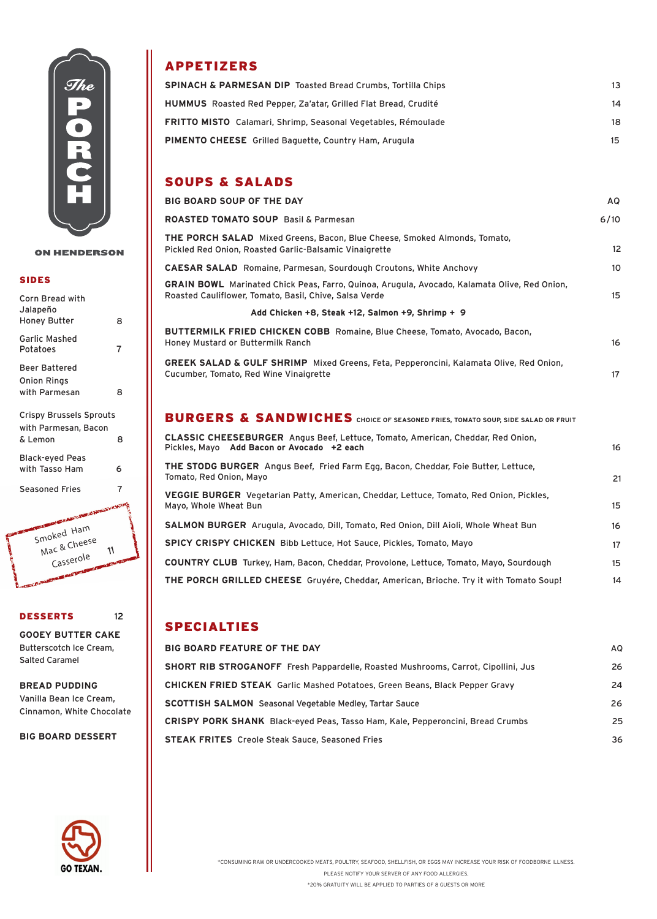# The PORCH

ON HENDERSON

## SIDES

Corn Bread with Jalapeño Honey Butter 8

Garlic Mashed Potatoes 7

Beer Battered Onion Rings with Parmesan 8

Crispy Brussels Sprouts with Parmesan, Bacon & Lemon 8

Black-eyed Peas with Tasso Ham 6

Seasoned Fries 7

Smoked Ham Mac & Cheese Casserole 11

## DESSERTS 12

**GOOEY BUTTER CAKE**
Butterscotch Ice Cream, Salted Caramel

**BREAD PUDDING**
Vanilla Bean Ice Cream, Cinnamon, White Chocolate

**BIG BOARD DESSERT**

GO TEXAN.

## APPETIZERS

**SPINACH & PARMESAN DIP** Toasted Bread Crumbs, Tortilla Chips 13

**HUMMUS** Roasted Red Pepper, Za'atar, Grilled Flat Bread, Crudité 14

**FRITTO MISTO** Calamari, Shrimp, Seasonal Vegetables, Rémoulade 18

**PIMENTO CHEESE** Grilled Baguette, Country Ham, Arugula 15

## SOUPS & SALADS

**BIG BOARD SOUP OF THE DAY** AQ

**ROASTED TOMATO SOUP** Basil & Parmesan 6/10

**THE PORCH SALAD** Mixed Greens, Bacon, Blue Cheese, Smoked Almonds, Tomato, Pickled Red Onion, Roasted Garlic-Balsamic Vinaigrette 12

**CAESAR SALAD** Romaine, Parmesan, Sourdough Croutons, White Anchovy 10

**GRAIN BOWL** Marinated Chick Peas, Farro, Quinoa, Arugula, Avocado, Kalamata Olive, Red Onion, Roasted Cauliflower, Tomato, Basil, Chive, Salsa Verde 15

**Add Chicken +8, Steak +12, Salmon +9, Shrimp + 9**

**BUTTERMILK FRIED CHICKEN COBB** Romaine, Blue Cheese, Tomato, Avocado, Bacon, Honey Mustard or Buttermilk Ranch 16

**GREEK SALAD & GULF SHRIMP** Mixed Greens, Feta, Pepperoncini, Kalamata Olive, Red Onion, Cucumber, Tomato, Red Wine Vinaigrette 17

## BURGERS & SANDWICHES

CHOICE OF SEASONED FRIES, TOMATO SOUP, SIDE SALAD OR FRUIT

**CLASSIC CHEESEBURGER** Angus Beef, Lettuce, Tomato, American, Cheddar, Red Onion, Pickles, Mayo **Add Bacon or Avocado +2 each** 16

**THE STODG BURGER** Angus Beef, Fried Farm Egg, Bacon, Cheddar, Foie Butter, Lettuce, Tomato, Red Onion, Mayo 21

**VEGGIE BURGER** Vegetarian Patty, American, Cheddar, Lettuce, Tomato, Red Onion, Pickles, Mayo, Whole Wheat Bun 15

**SALMON BURGER** Arugula, Avocado, Dill, Tomato, Red Onion, Dill Aioli, Whole Wheat Bun 16

**SPICY CRISPY CHICKEN** Bibb Lettuce, Hot Sauce, Pickles, Tomato, Mayo 17

**COUNTRY CLUB** Turkey, Ham, Bacon, Cheddar, Provolone, Lettuce, Tomato, Mayo, Sourdough 15

**THE PORCH GRILLED CHEESE** Gruyére, Cheddar, American, Brioche. Try it with Tomato Soup! 14

## SPECIALTIES

**BIG BOARD FEATURE OF THE DAY** AQ

**SHORT RIB STROGANOFF** Fresh Pappardelle, Roasted Mushrooms, Carrot, Cipollini, Jus 26

**CHICKEN FRIED STEAK** Garlic Mashed Potatoes, Green Beans, Black Pepper Gravy 24

**SCOTTISH SALMON** Seasonal Vegetable Medley, Tartar Sauce 26

**CRISPY PORK SHANK** Black-eyed Peas, Tasso Ham, Kale, Pepperoncini, Bread Crumbs 25

**STEAK FRITES** Creole Steak Sauce, Seasoned Fries 36

*CONSUMING RAW OR UNDERCOOKED MEATS, POULTRY, SEAFOOD, SHELLFISH, OR EGGS MAY INCREASE YOUR RISK OF FOODBORNE ILLNESS.

PLEASE NOTIFY YOUR SERVER OF ANY FOOD ALLERGIES.

*20% GRATUITY WILL BE APPLIED TO PARTIES OF 8 GUESTS OR MORE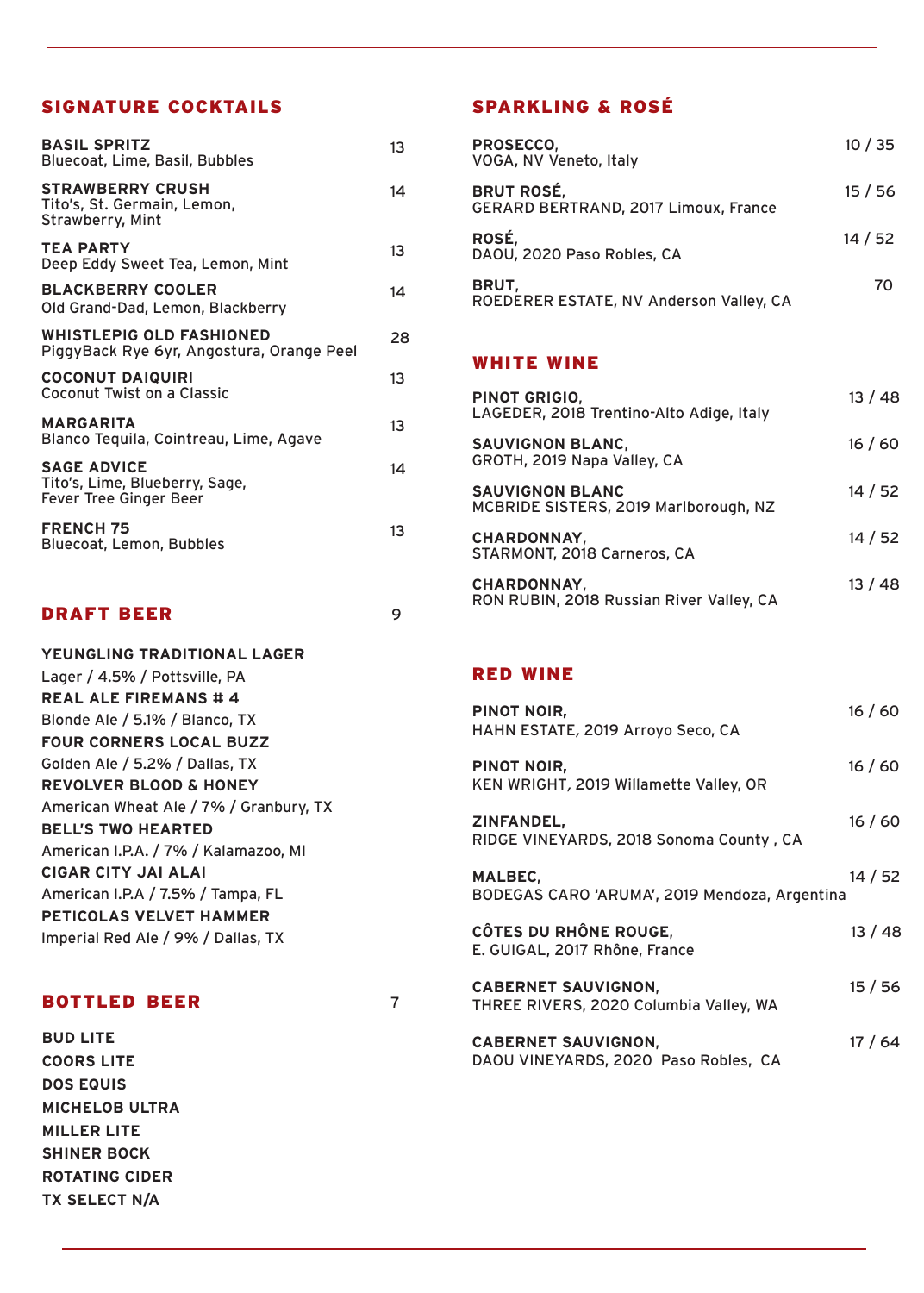## SIGNATURE COCKTAILS

**BASIL SPRITZ** 13
Bluecoat, Lime, Basil, Bubbles

**STRAWBERRY CRUSH** 14
Tito's, St. Germain, Lemon, Strawberry, Mint

**TEA PARTY** 13
Deep Eddy Sweet Tea, Lemon, Mint

**BLACKBERRY COOLER** 14
Old Grand-Dad, Lemon, Blackberry

**WHISTLEPIG OLD FASHIONED** 28
PiggyBack Rye 6yr, Angostura, Orange Peel

**COCONUT DAIQUIRI** 13
Coconut Twist on a Classic

**MARGARITA** 13
Blanco Tequila, Cointreau, Lime, Agave

**SAGE ADVICE** 14
Tito's, Lime, Blueberry, Sage, Fever Tree Ginger Beer

**FRENCH 75** 13
Bluecoat, Lemon, Bubbles

## DRAFT BEER 9

**YEUNGLING TRADITIONAL LAGER**
Lager / 4.5% / Pottsville, PA

**REAL ALE FIREMANS # 4**
Blonde Ale / 5.1% / Blanco, TX

**FOUR CORNERS LOCAL BUZZ**
Golden Ale / 5.2% / Dallas, TX

**REVOLVER BLOOD & HONEY**
American Wheat Ale / 7% / Granbury, TX

**BELL'S TWO HEARTED**
American I.P.A. / 7% / Kalamazoo, MI

**CIGAR CITY JAI ALAI**
American I.P.A / 7.5% / Tampa, FL

**PETICOLAS VELVET HAMMER**
Imperial Red Ale / 9% / Dallas, TX

## BOTTLED BEER 7

**BUD LITE**
**COORS LITE**
**DOS EQUIS**
**MICHELOB ULTRA**
**MILLER LITE**
**SHINER BOCK**
**ROTATING CIDER**
**TX SELECT N/A**

## SPARKLING & ROSÉ

**PROSECCO,** 10 / 35
VOGA, NV Veneto, Italy

**BRUT ROSÉ,** 15 / 56
GERARD BERTRAND, 2017 Limoux, France

**ROSÉ,** 14 / 52
DAOU, 2020 Paso Robles, CA

**BRUT,** 70
ROEDERER ESTATE, NV Anderson Valley, CA

## WHITE WINE

**PINOT GRIGIO,** 13 / 48
LAGEDER, 2018 Trentino-Alto Adige, Italy

**SAUVIGNON BLANC,** 16 / 60
GROTH, 2019 Napa Valley, CA

**SAUVIGNON BLANC** 14 / 52
MCBRIDE SISTERS, 2019 Marlborough, NZ

**CHARDONNAY,** 14 / 52
STARMONT, 2018 Carneros, CA

**CHARDONNAY,** 13 / 48
RON RUBIN, 2018 Russian River Valley, CA

## RED WINE

**PINOT NOIR,** 16 / 60
HAHN ESTATE, 2019 Arroyo Seco, CA

**PINOT NOIR,** 16 / 60
KEN WRIGHT, 2019 Willamette Valley, OR

**ZINFANDEL,** 16 / 60
RIDGE VINEYARDS, 2018 Sonoma County , CA

**MALBEC,** 14 / 52
BODEGAS CARO 'ARUMA', 2019 Mendoza, Argentina

**CÔTES DU RHÔNE ROUGE,** 13 / 48
E. GUIGAL, 2017 Rhône, France

**CABERNET SAUVIGNON,** 15 / 56
THREE RIVERS, 2020 Columbia Valley, WA

**CABERNET SAUVIGNON,** 17 / 64
DAOU VINEYARDS, 2020 Paso Robles, CA